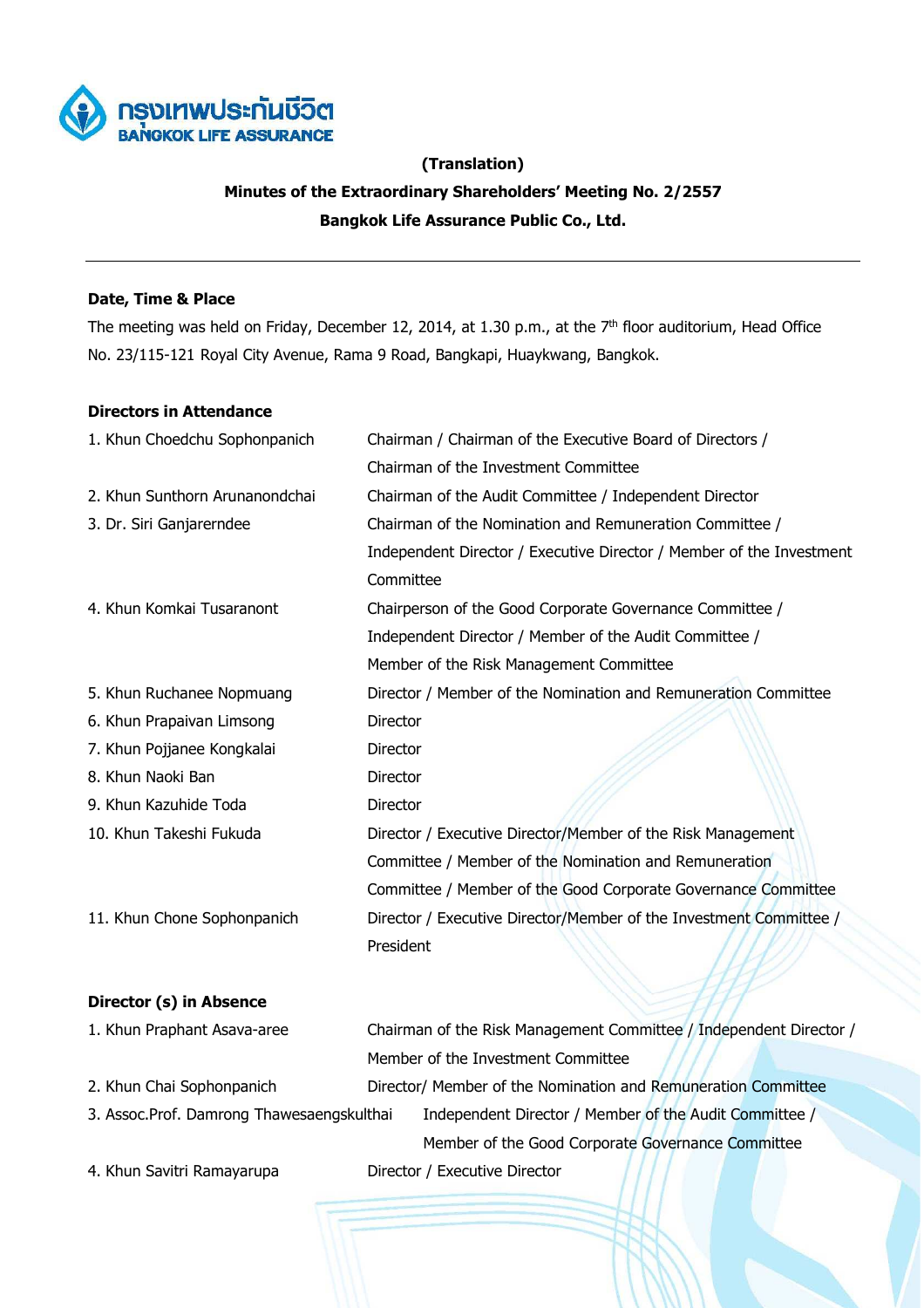**(Translation)**

**Minutes of the Extraordinary Shareholders' Meeting No. 2/2557**

**Bangkok Life Assurance Public Co., Ltd.**

---

**Date, Time & Place**

The meeting was held on Friday, December 12, 2014, at 1.30 p.m., at the 7th floor auditorium, Head Office No. 23/115-121 Royal City Avenue, Rama 9 Road, Bangkapi, Huaykwang, Bangkok.

**Directors in Attendance**

| | |
|---|---|
| 1. Khun Choedchu Sophonpanich | Chairman / Chairman of the Executive Board of Directors / Chairman of the Investment Committee |
| 2. Khun Sunthorn Arunanondchai | Chairman of the Audit Committee / Independent Director |
| 3. Dr. Siri Ganjarerndee | Chairman of the Nomination and Remuneration Committee / Independent Director / Executive Director / Member of the Investment Committee |
| 4. Khun Komkai Tusaranont | Chairperson of the Good Corporate Governance Committee / Independent Director / Member of the Audit Committee / Member of the Risk Management Committee |
| 5. Khun Ruchanee Nopmuang | Director / Member of the Nomination and Remuneration Committee |
| 6. Khun Prapaivan Limsong | Director |
| 7. Khun Pojjanee Kongkalai | Director |
| 8. Khun Naoki Ban | Director |
| 9. Khun Kazuhide Toda | Director |
| 10. Khun Takeshi Fukuda | Director / Executive Director/Member of the Risk Management Committee / Member of the Nomination and Remuneration Committee / Member of the Good Corporate Governance Committee |
| 11. Khun Chone Sophonpanich | Director / Executive Director/Member of the Investment Committee / President |

**Director (s) in Absence**

| | |
|---|---|
| 1. Khun Praphant Asava-aree | Chairman of the Risk Management Committee / Independent Director / Member of the Investment Committee |
| 2. Khun Chai Sophonpanich | Director/ Member of the Nomination and Remuneration Committee |
| 3. Assoc.Prof. Damrong Thawesaengskulthai | Independent Director / Member of the Audit Committee / Member of the Good Corporate Governance Committee |
| 4. Khun Savitri Ramayarupa | Director / Executive Director |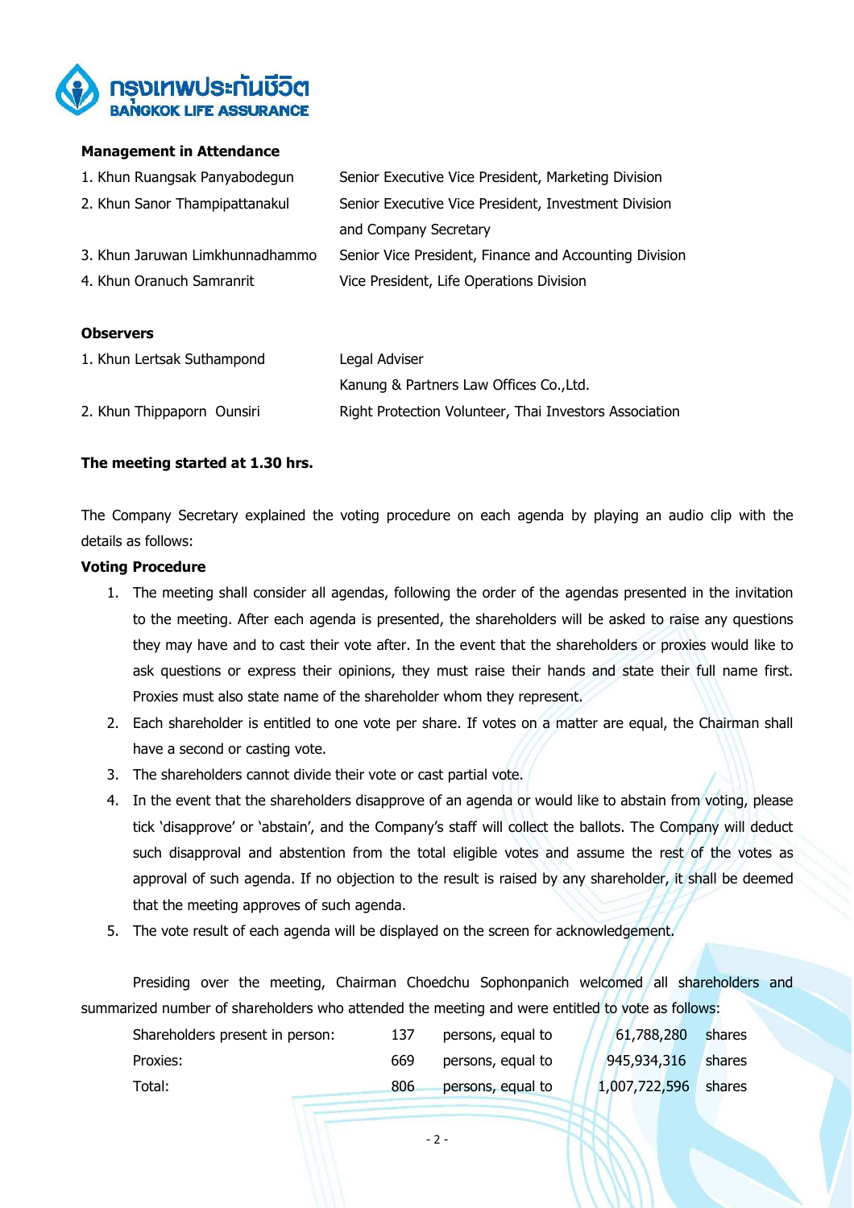**Management in Attendance**

| | |
|---|---|
| 1. Khun Ruangsak Panyabodegun | Senior Executive Vice President, Marketing Division |
| 2. Khun Sanor Thampipattanakul | Senior Executive Vice President, Investment Division and Company Secretary |
| 3. Khun Jaruwan Limkhunnadhammo | Senior Vice President, Finance and Accounting Division |
| 4. Khun Oranuch Samranrit | Vice President, Life Operations Division |

**Observers**

| | |
|---|---|
| 1. Khun Lertsak Suthampond | Legal Adviser<br>Kanung & Partners Law Offices Co.,Ltd. |
| 2. Khun Thippaporn Ounsiri | Right Protection Volunteer, Thai Investors Association |

**The meeting started at 1.30 hrs.**

The Company Secretary explained the voting procedure on each agenda by playing an audio clip with the details as follows:

**Voting Procedure**

1. The meeting shall consider all agendas, following the order of the agendas presented in the invitation to the meeting. After each agenda is presented, the shareholders will be asked to raise any questions they may have and to cast their vote after. In the event that the shareholders or proxies would like to ask questions or express their opinions, they must raise their hands and state their full name first. Proxies must also state name of the shareholder whom they represent.
2. Each shareholder is entitled to one vote per share. If votes on a matter are equal, the Chairman shall have a second or casting vote.
3. The shareholders cannot divide their vote or cast partial vote.
4. In the event that the shareholders disapprove of an agenda or would like to abstain from voting, please tick 'disapprove' or 'abstain', and the Company's staff will collect the ballots. The Company will deduct such disapproval and abstention from the total eligible votes and assume the rest of the votes as approval of such agenda. If no objection to the result is raised by any shareholder, it shall be deemed that the meeting approves of such agenda.
5. The vote result of each agenda will be displayed on the screen for acknowledgement.

Presiding over the meeting, Chairman Choedchu Sophonpanich welcomed all shareholders and summarized number of shareholders who attended the meeting and were entitled to vote as follows:

| | | | | |
|---|---|---|---|---|
| Shareholders present in person: | 137 | persons, equal to | 61,788,280 | shares |
| Proxies: | 669 | persons, equal to | 945,934,316 | shares |
| Total: | 806 | persons, equal to | 1,007,722,596 | shares |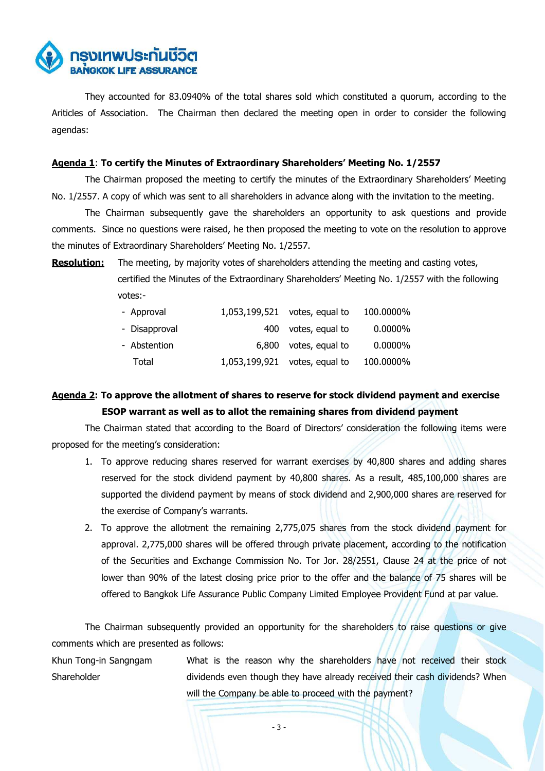They accounted for 83.0940% of the total shares sold which constituted a quorum, according to the Ariticles of Association. The Chairman then declared the meeting open in order to consider the following agendas:

**<u>Agenda 1</u>: To certify the Minutes of Extraordinary Shareholders' Meeting No. 1/2557**

The Chairman proposed the meeting to certify the minutes of the Extraordinary Shareholders' Meeting No. 1/2557. A copy of which was sent to all shareholders in advance along with the invitation to the meeting.

The Chairman subsequently gave the shareholders an opportunity to ask questions and provide comments. Since no questions were raised, he then proposed the meeting to vote on the resolution to approve the minutes of Extraordinary Shareholders' Meeting No. 1/2557.

**<u>Resolution:</u>** The meeting, by majority votes of shareholders attending the meeting and casting votes, certified the Minutes of the Extraordinary Shareholders' Meeting No. 1/2557 with the following votes:-

| | | | |
|---|---|---|---|
| - Approval | 1,053,199,521 | votes, equal to | 100.0000% |
| - Disapproval | 400 | votes, equal to | 0.0000% |
| - Abstention | 6,800 | votes, equal to | 0.0000% |
| Total | 1,053,199,921 | votes, equal to | 100.0000% |

**<u>Agenda 2</u>: To approve the allotment of shares to reserve for stock dividend payment and exercise ESOP warrant as well as to allot the remaining shares from dividend payment**

The Chairman stated that according to the Board of Directors' consideration the following items were proposed for the meeting's consideration:

1. To approve reducing shares reserved for warrant exercises by 40,800 shares and adding shares reserved for the stock dividend payment by 40,800 shares. As a result, 485,100,000 shares are supported the dividend payment by means of stock dividend and 2,900,000 shares are reserved for the exercise of Company's warrants.
2. To approve the allotment the remaining 2,775,075 shares from the stock dividend payment for approval. 2,775,000 shares will be offered through private placement, according to the notification of the Securities and Exchange Commission No. Tor Jor. 28/2551, Clause 24 at the price of not lower than 90% of the latest closing price prior to the offer and the balance of 75 shares will be offered to Bangkok Life Assurance Public Company Limited Employee Provident Fund at par value.

The Chairman subsequently provided an opportunity for the shareholders to raise questions or give comments which are presented as follows:

Khun Tong-in Sangngam
Shareholder

What is the reason why the shareholders have not received their stock dividends even though they have already received their cash dividends? When will the Company be able to proceed with the payment?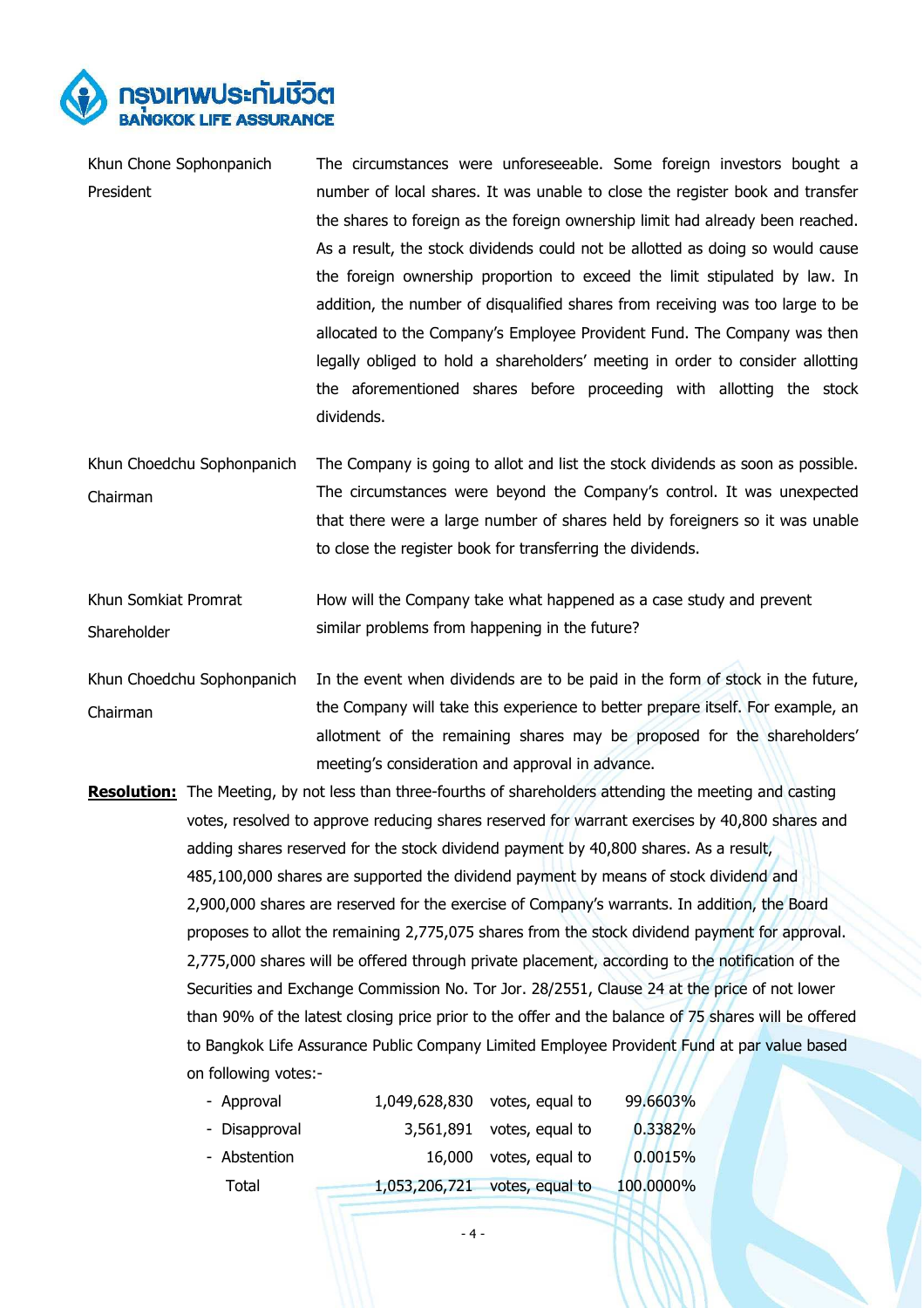| | |
|---|---|
| Khun Chone Sophonpanich<br>President | The circumstances were unforeseeable. Some foreign investors bought a number of local shares. It was unable to close the register book and transfer the shares to foreign as the foreign ownership limit had already been reached. As a result, the stock dividends could not be allotted as doing so would cause the foreign ownership proportion to exceed the limit stipulated by law. In addition, the number of disqualified shares from receiving was too large to be allocated to the Company's Employee Provident Fund. The Company was then legally obliged to hold a shareholders' meeting in order to consider allotting the aforementioned shares before proceeding with allotting the stock dividends. |
| Khun Choedchu Sophonpanich<br>Chairman | The Company is going to allot and list the stock dividends as soon as possible. The circumstances were beyond the Company's control. It was unexpected that there were a large number of shares held by foreigners so it was unable to close the register book for transferring the dividends. |
| Khun Somkiat Promrat<br>Shareholder | How will the Company take what happened as a case study and prevent similar problems from happening in the future? |
| Khun Choedchu Sophonpanich<br>Chairman | In the event when dividends are to be paid in the form of stock in the future, the Company will take this experience to better prepare itself. For example, an allotment of the remaining shares may be proposed for the shareholders' meeting's consideration and approval in advance. |

**Resolution:** The Meeting, by not less than three-fourths of shareholders attending the meeting and casting votes, resolved to approve reducing shares reserved for warrant exercises by 40,800 shares and adding shares reserved for the stock dividend payment by 40,800 shares. As a result, 485,100,000 shares are supported the dividend payment by means of stock dividend and 2,900,000 shares are reserved for the exercise of Company's warrants. In addition, the Board proposes to allot the remaining 2,775,075 shares from the stock dividend payment for approval. 2,775,000 shares will be offered through private placement, according to the notification of the Securities and Exchange Commission No. Tor Jor. 28/2551, Clause 24 at the price of not lower than 90% of the latest closing price prior to the offer and the balance of 75 shares will be offered to Bangkok Life Assurance Public Company Limited Employee Provident Fund at par value based on following votes:-

| | | | |
|---|---|---|---|
| - Approval | 1,049,628,830 | votes, equal to | 99.6603% |
| - Disapproval | 3,561,891 | votes, equal to | 0.3382% |
| - Abstention | 16,000 | votes, equal to | 0.0015% |
| Total | 1,053,206,721 | votes, equal to | 100.0000% |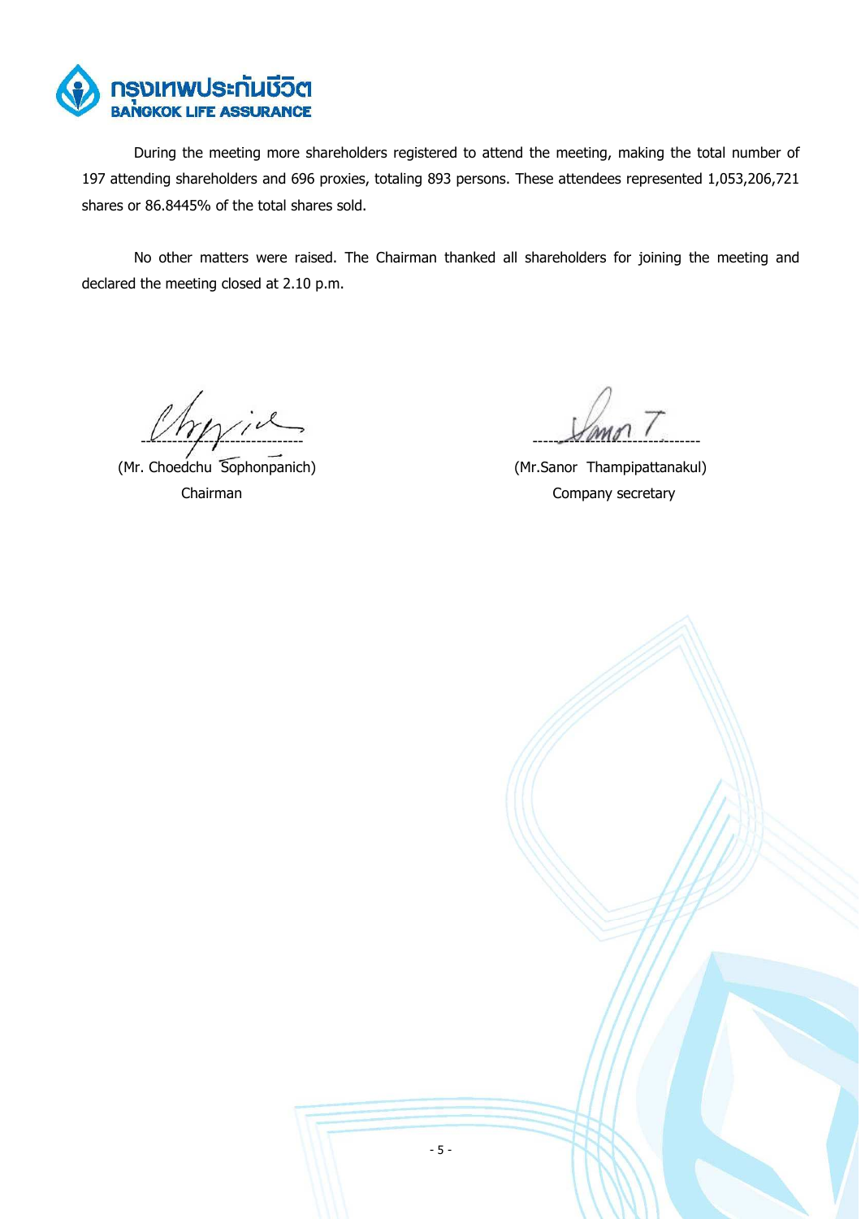During the meeting more shareholders registered to attend the meeting, making the total number of 197 attending shareholders and 696 proxies, totaling 893 persons. These attendees represented 1,053,206,721 shares or 86.8445% of the total shares sold.

No other matters were raised. The Chairman thanked all shareholders for joining the meeting and declared the meeting closed at 2.10 p.m.

| | |
|---|---|
| ------------------------------ | ------------------------------ |
| (Mr. Choedchu Sophonpanich) | (Mr.Sanor Thampipattanakul) |
| Chairman | Company secretary |